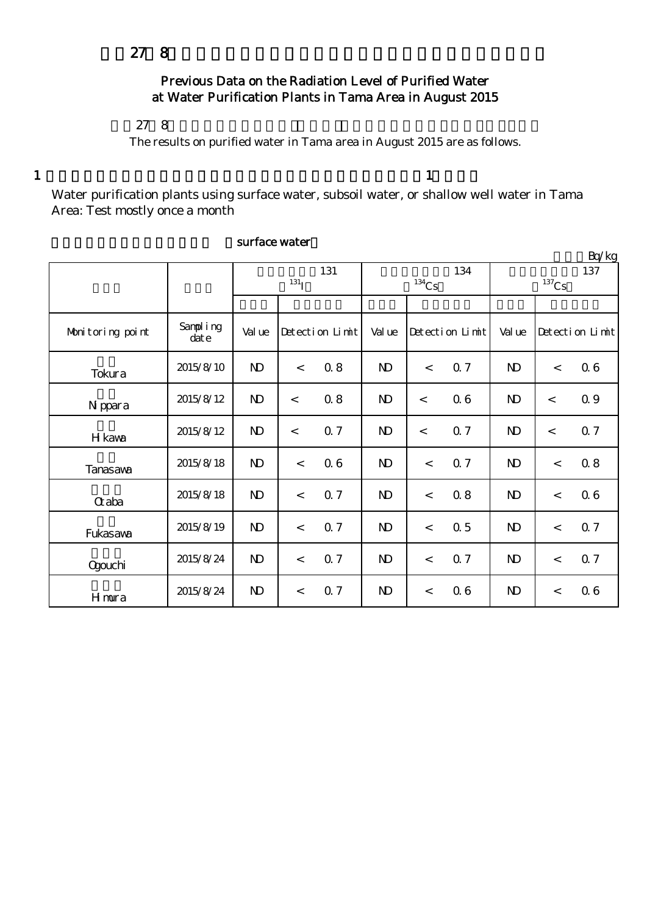## 27 8

## Previous Data on the Radiation Level of Purified Water at Water Purification Plants in Tama Area in August 2015

27 8

The results on purified water in Tama area in August 2015 are as follows.

1 1

Water purification plants using surface water, subsoil water, or shallow well water in Tama Area: Test mostly once a month

surface water

Bq/kg

| | | 131 ($^{131}$I) | | | 134 ($^{134}$Cs) | | | 137 ($^{137}$Cs) | | |
|---|---|---|---|---|---|---|---|---|---|---|
| Monitoring point | Sampling date | Value | Detection Limit | | Value | Detection Limit | | Value | Detection Limit | |
| Tokura | 2015/8/10 | ND | < | 0.8 | ND | < | 0.7 | ND | < | 0.6 |
| Nippara | 2015/8/12 | ND | < | 0.8 | ND | < | 0.6 | ND | < | 0.9 |
| Hikawa | 2015/8/12 | ND | < | 0.7 | ND | < | 0.7 | ND | < | 0.7 |
| Tanasawa | 2015/8/18 | ND | < | 0.6 | ND | < | 0.7 | ND | < | 0.8 |
| Otaba | 2015/8/18 | ND | < | 0.7 | ND | < | 0.8 | ND | < | 0.6 |
| Fukasawa | 2015/8/19 | ND | < | 0.7 | ND | < | 0.5 | ND | < | 0.7 |
| Ogouchi | 2015/8/24 | ND | < | 0.7 | ND | < | 0.7 | ND | < | 0.7 |
| Himura | 2015/8/24 | ND | < | 0.7 | ND | < | 0.6 | ND | < | 0.6 |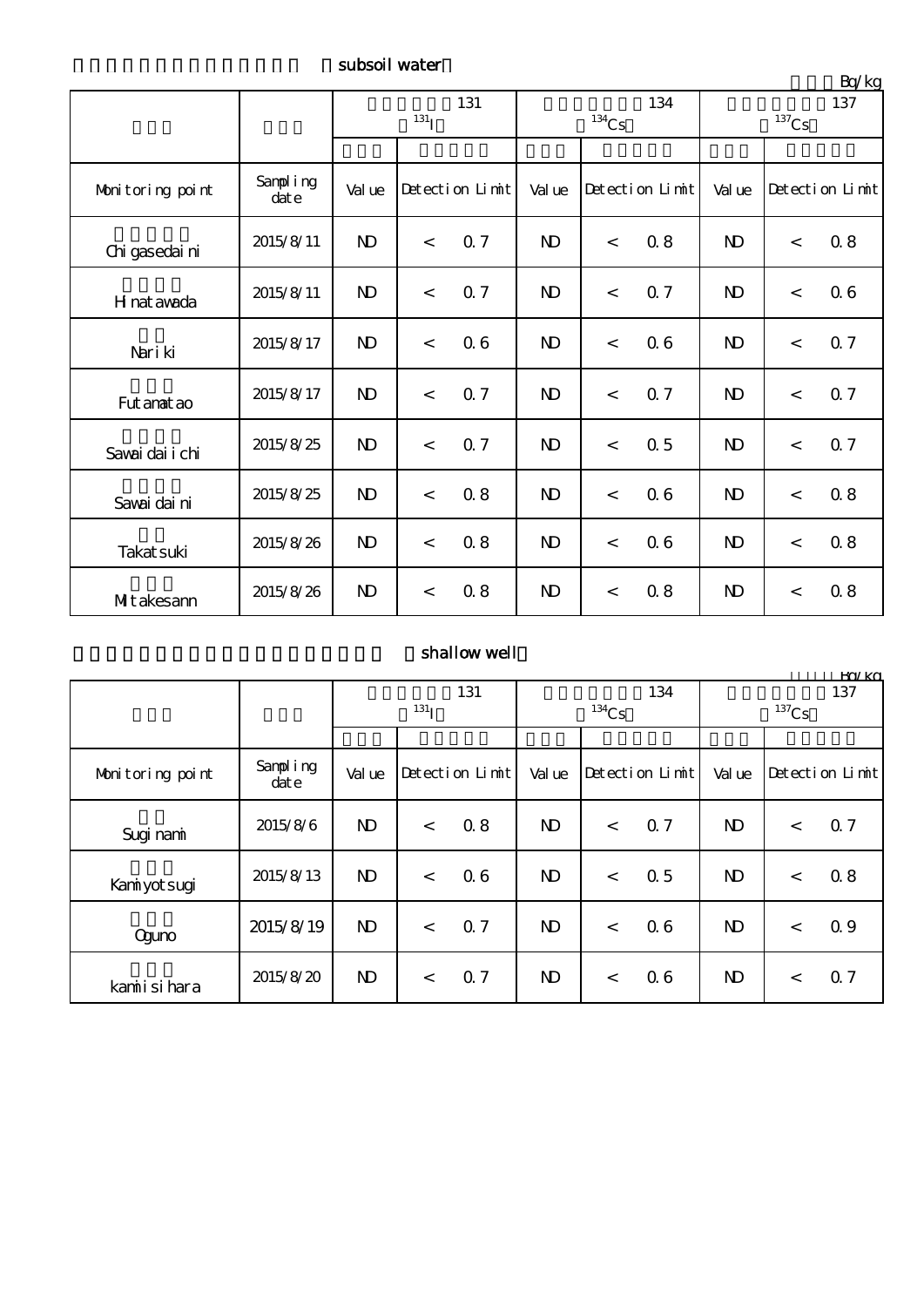subsoil water

Bq/kg

| | | 131 $^{131}I$ | | 134 $^{134}Cs$ | | 137 $^{137}Cs$ | |
|---|---|---|---|---|---|---|---|
| Monitoring point | Sampling date | Value | Detection Limit | Value | Detection Limit | Value | Detection Limit |
| Chigasedaini | 2015/8/11 | ND | < 0.7 | ND | < 0.8 | ND | < 0.8 |
| Hinatawada | 2015/8/11 | ND | < 0.7 | ND | < 0.7 | ND | < 0.6 |
| Nariki | 2015/8/17 | ND | < 0.6 | ND | < 0.6 | ND | < 0.7 |
| Futamatao | 2015/8/17 | ND | < 0.7 | ND | < 0.7 | ND | < 0.7 |
| Sawaidaiichi | 2015/8/25 | ND | < 0.7 | ND | < 0.5 | ND | < 0.7 |
| Sawaidaini | 2015/8/25 | ND | < 0.8 | ND | < 0.6 | ND | < 0.8 |
| Takatsuki | 2015/8/26 | ND | < 0.8 | ND | < 0.6 | ND | < 0.8 |
| Mitakesann | 2015/8/26 | ND | < 0.8 | ND | < 0.8 | ND | < 0.8 |

shallow well

Bq/kg

| | | 131 $^{131}I$ | | 134 $^{134}Cs$ | | 137 $^{137}Cs$ | |
|---|---|---|---|---|---|---|---|
| Monitoring point | Sampling date | Value | Detection Limit | Value | Detection Limit | Value | Detection Limit |
| Suginami | 2015/8/6 | ND | < 0.8 | ND | < 0.7 | ND | < 0.7 |
| Kamiyotsugi | 2015/8/13 | ND | < 0.6 | ND | < 0.5 | ND | < 0.8 |
| Oguno | 2015/8/19 | ND | < 0.7 | ND | < 0.6 | ND | < 0.9 |
| kamiisihara | 2015/8/20 | ND | < 0.7 | ND | < 0.6 | ND | < 0.7 |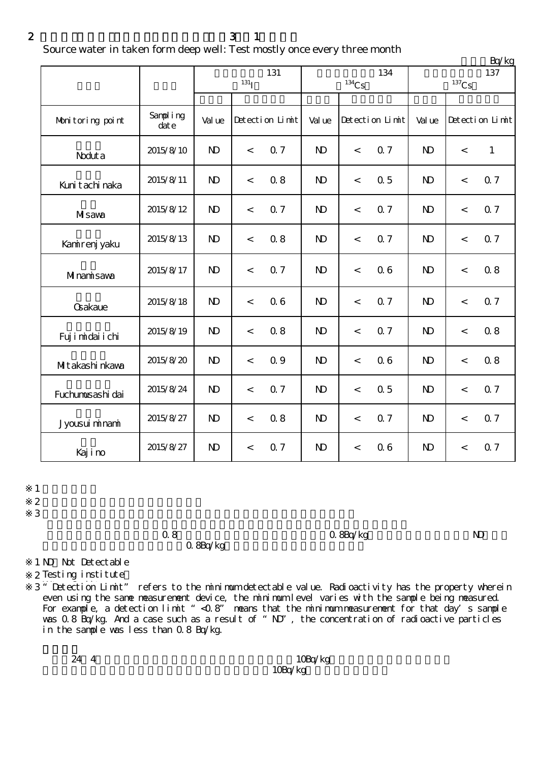2 　　　　　　　　　　　　　　3　1

Source water in taken form deep well: Test mostly once every three month

Bq/kg

| | | 131 $^{131}$I | | | 134 $^{134}$Cs | | | 137 $^{137}$Cs | | |
|---|---|---|---|---|---|---|---|---|---|---|
| Monitoring point | Sampling date | Value | Detection Limit | | Value | Detection Limit | | Value | Detection Limit | |
| Noduta | 2015/8/10 | ND | < | 0.7 | ND | < | 0.7 | ND | < | 1 |
| Kunitachinaka | 2015/8/11 | ND | < | 0.8 | ND | < | 0.5 | ND | < | 0.7 |
| Misawa | 2015/8/12 | ND | < | 0.7 | ND | < | 0.7 | ND | < | 0.7 |
| Kamirenjyaku | 2015/8/13 | ND | < | 0.8 | ND | < | 0.7 | ND | < | 0.7 |
| Minamisawa | 2015/8/17 | ND | < | 0.7 | ND | < | 0.6 | ND | < | 0.8 |
| Osakaue | 2015/8/18 | ND | < | 0.6 | ND | < | 0.7 | ND | < | 0.7 |
| Fujimidaiichi | 2015/8/19 | ND | < | 0.8 | ND | < | 0.7 | ND | < | 0.8 |
| Mitakashinkawa | 2015/8/20 | ND | < | 0.9 | ND | < | 0.6 | ND | < | 0.8 |
| Fuchumusashidai | 2015/8/24 | ND | < | 0.7 | ND | < | 0.5 | ND | < | 0.7 |
| Jyousuiminami | 2015/8/27 | ND | < | 0.8 | ND | < | 0.7 | ND | < | 0.7 |
| Kajino | 2015/8/27 | ND | < | 0.7 | ND | < | 0.6 | ND | < | 0.7 |

※1

※2

※3

0.8　0.8Bq/kg　ND

0.8Bq/kg

※1 ND：Not Detectable

※2 Testing institute：

※3 "Detection Limit" refers to the minimum detectable value. Radioactivity has the property wherein even using the same measurement device, the minimum level varies with the sample being measured. For example, a detection limit "<0.8" means that the minimum measurement for that day's sample was 0.8 Bq/kg. And a case such as a result of "ND", the concentration of radioactive particles in the sample was less than 0.8 Bq/kg.

24　4　10Bq/kg

10Bq/kg